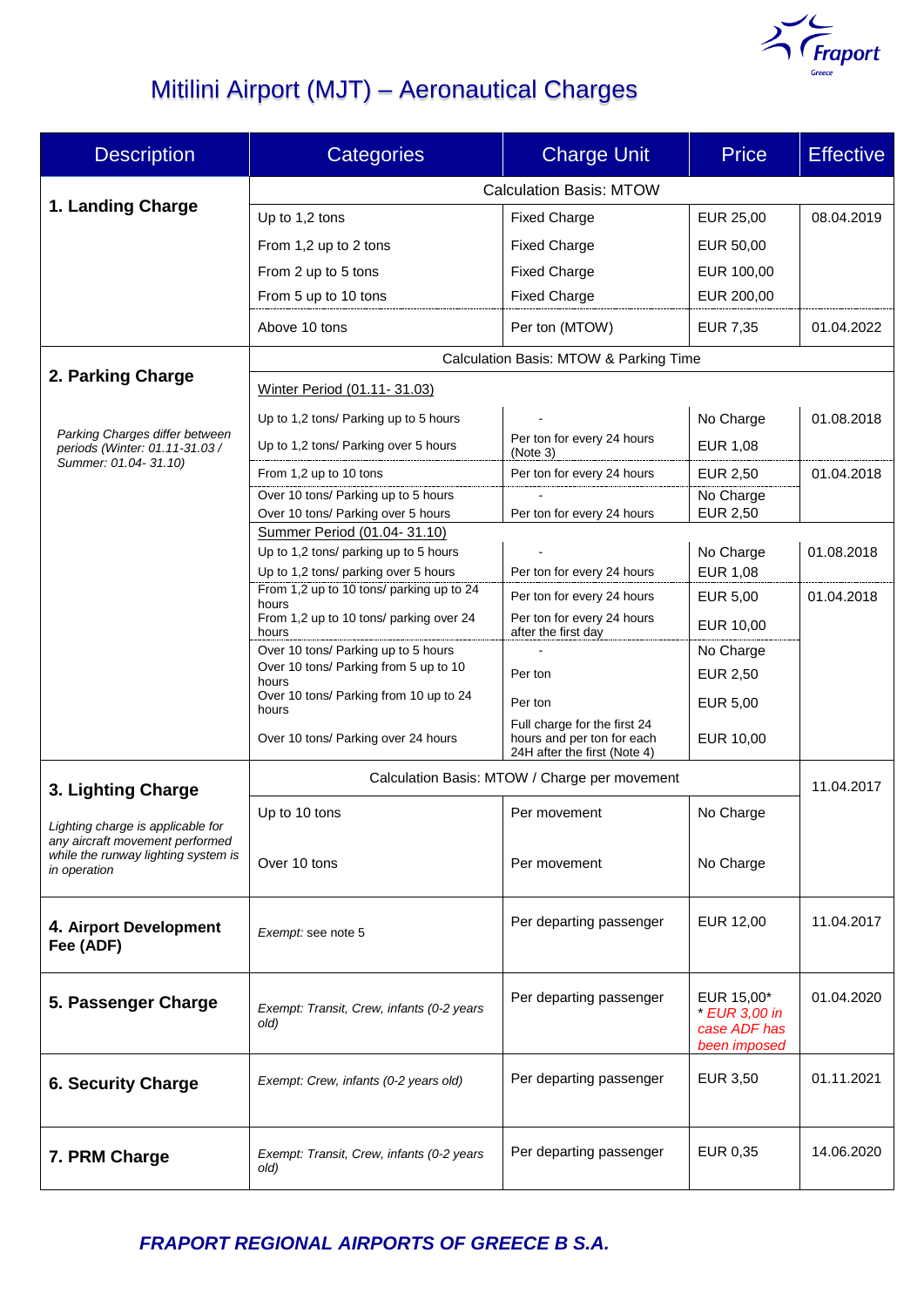# Mitilini Airport (MJT) – Aeronautical Charges

| Description | Categories | Charge Unit | Price | Effective |
|---|---|---|---|---|
| **1. Landing Charge** | Calculation Basis: MTOW | | | |
| | Up to 1,2 tons | Fixed Charge | EUR 25,00 | 08.04.2019 |
| | From 1,2 up to 2 tons | Fixed Charge | EUR 50,00 | |
| | From 2 up to 5 tons | Fixed Charge | EUR 100,00 | |
| | From 5 up to 10 tons | Fixed Charge | EUR 200,00 | |
| | Above 10 tons | Per ton (MTOW) | EUR 7,35 | 01.04.2022 |
| **2. Parking Charge**<br>*Parking Charges differ between periods (Winter: 01.11-31.03 / Summer: 01.04- 31.10)* | Calculation Basis: MTOW & Parking Time | | | |
| | Winter Period (01.11- 31.03) | | | |
| | Up to 1,2 tons/ Parking up to 5 hours | - | No Charge | 01.08.2018 |
| | Up to 1,2 tons/ Parking over 5 hours | Per ton for every 24 hours (Note 3) | EUR 1,08 | |
| | From 1,2 up to 10 tons | Per ton for every 24 hours | EUR 2,50 | 01.04.2018 |
| | Over 10 tons/ Parking up to 5 hours | - | No Charge | |
| | Over 10 tons/ Parking over 5 hours | Per ton for every 24 hours | EUR 2,50 | |
| | Summer Period (01.04- 31.10) | | | |
| | Up to 1,2 tons/ parking up to 5 hours | - | No Charge | 01.08.2018 |
| | Up to 1,2 tons/ parking over 5 hours | Per ton for every 24 hours | EUR 1,08 | |
| | From 1,2 up to 10 tons/ parking up to 24 hours | Per ton for every 24 hours | EUR 5,00 | 01.04.2018 |
| | From 1,2 up to 10 tons/ parking over 24 hours | Per ton for every 24 hours after the first day | EUR 10,00 | |
| | Over 10 tons/ Parking up to 5 hours | - | No Charge | |
| | Over 10 tons/ Parking from 5 up to 10 hours | Per ton | EUR 2,50 | |
| | Over 10 tons/ Parking from 10 up to 24 hours | Per ton | EUR 5,00 | |
| | Over 10 tons/ Parking over 24 hours | Full charge for the first 24 hours and per ton for each 24H after the first (Note 4) | EUR 10,00 | |
| **3. Lighting Charge**<br>*Lighting charge is applicable for any aircraft movement performed while the runway lighting system is in operation* | Calculation Basis: MTOW / Charge per movement | | | 11.04.2017 |
| | Up to 10 tons | Per movement | No Charge | |
| | Over 10 tons | Per movement | No Charge | |
| **4. Airport Development Fee (ADF)** | *Exempt:* see note 5 | Per departing passenger | EUR 12,00 | 11.04.2017 |
| **5. Passenger Charge** | *Exempt: Transit, Crew, infants (0-2 years old)* | Per departing passenger | EUR 15,00*<br>*\* EUR 3,00 in case ADF has been imposed* | 01.04.2020 |
| **6. Security Charge** | *Exempt: Crew, infants (0-2 years old)* | Per departing passenger | EUR 3,50 | 01.11.2021 |
| **7. PRM Charge** | *Exempt: Transit, Crew, infants (0-2 years old)* | Per departing passenger | EUR 0,35 | 14.06.2020 |

***FRAPORT REGIONAL AIRPORTS OF GREECE B S.A.***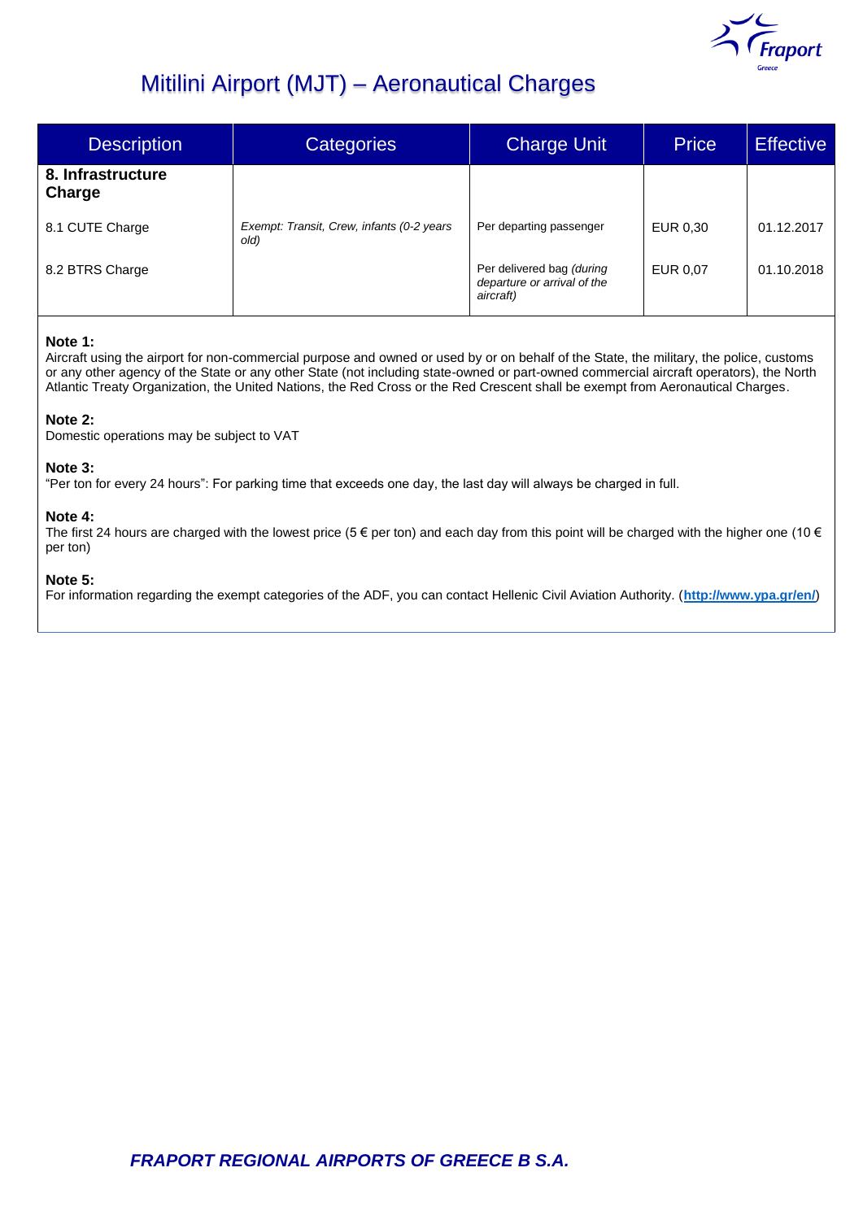# Mitilini Airport (MJT) – Aeronautical Charges

| Description | Categories | Charge Unit | Price | Effective |
|---|---|---|---|---|
| **8. Infrastructure Charge** | | | | |
| 8.1 CUTE Charge | *Exempt: Transit, Crew, infants (0-2 years old)* | Per departing passenger | EUR 0,30 | 01.12.2017 |
| 8.2 BTRS Charge | | Per delivered bag *(during departure or arrival of the aircraft)* | EUR 0,07 | 01.10.2018 |

**Note 1:**
Aircraft using the airport for non-commercial purpose and owned or used by or on behalf of the State, the military, the police, customs or any other agency of the State or any other State (not including state-owned or part-owned commercial aircraft operators), the North Atlantic Treaty Organization, the United Nations, the Red Cross or the Red Crescent shall be exempt from Aeronautical Charges.

**Note 2:**
Domestic operations may be subject to VAT

**Note 3:**
"Per ton for every 24 hours": For parking time that exceeds one day, the last day will always be charged in full.

**Note 4:**
The first 24 hours are charged with the lowest price (5 € per ton) and each day from this point will be charged with the higher one (10 € per ton)

**Note 5:**
For information regarding the exempt categories of the ADF, you can contact Hellenic Civil Aviation Authority. (**http://www.ypa.gr/en/**)

***FRAPORT REGIONAL AIRPORTS OF GREECE B S.A.***